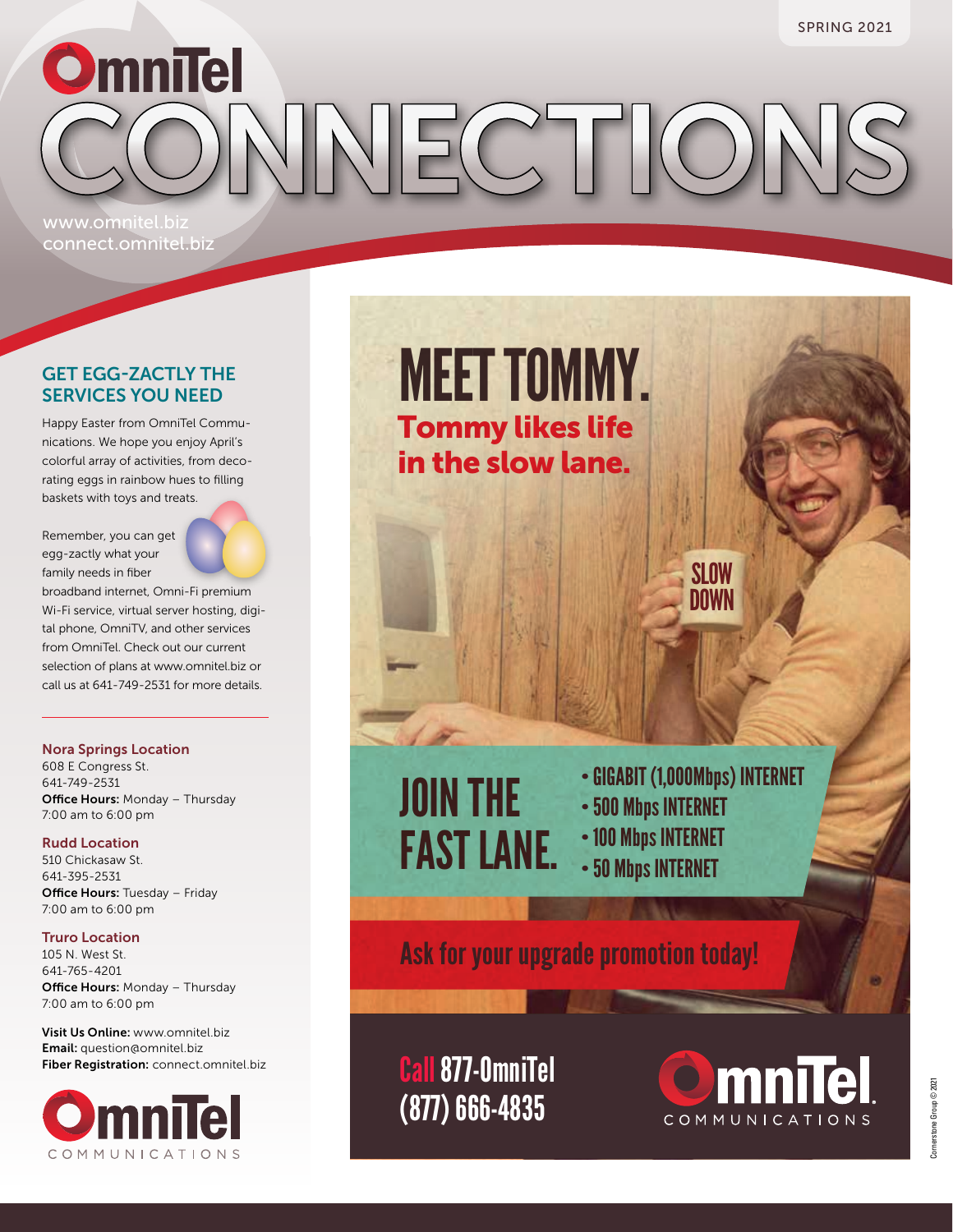SPRING 2021

# OmniTel CONNECTIONS

www.omnitel.biz
connect.omnitel.biz

## GET EGG-ZACTLY THE SERVICES YOU NEED

Happy Easter from OmniTel Communications. We hope you enjoy April's colorful array of activities, from decorating eggs in rainbow hues to filling baskets with toys and treats.

Remember, you can get egg-zactly what your family needs in fiber broadband internet, Omni-Fi premium Wi-Fi service, virtual server hosting, digital phone, OmniTV, and other services from OmniTel. Check out our current selection of plans at www.omnitel.biz or call us at 641-749-2531 for more details.

---

**Nora Springs Location**
608 E Congress St.
641-749-2531
**Office Hours:** Monday – Thursday
7:00 am to 6:00 pm

**Rudd Location**
510 Chickasaw St.
641-395-2531
**Office Hours:** Tuesday – Friday
7:00 am to 6:00 pm

**Truro Location**
105 N. West St.
641-765-4201
**Office Hours:** Monday – Thursday
7:00 am to 6:00 pm

**Visit Us Online:** www.omnitel.biz
**Email:** question@omnitel.biz
**Fiber Registration:** connect.omnitel.biz

OmniTel COMMUNICATIONS

# MEET TOMMY.

## Tommy likes life in the slow lane.

SLOW DOWN

# JOIN THE FAST LANE.

- GIGABIT (1,000Mbps) INTERNET
- 500 Mbps INTERNET
- 100 Mbps INTERNET
- 50 Mbps INTERNET

**Ask for your upgrade promotion today!**

**Call 877-OmniTel (877) 666-4835**

OmniTel. COMMUNICATIONS

Cornerstone Group © 2021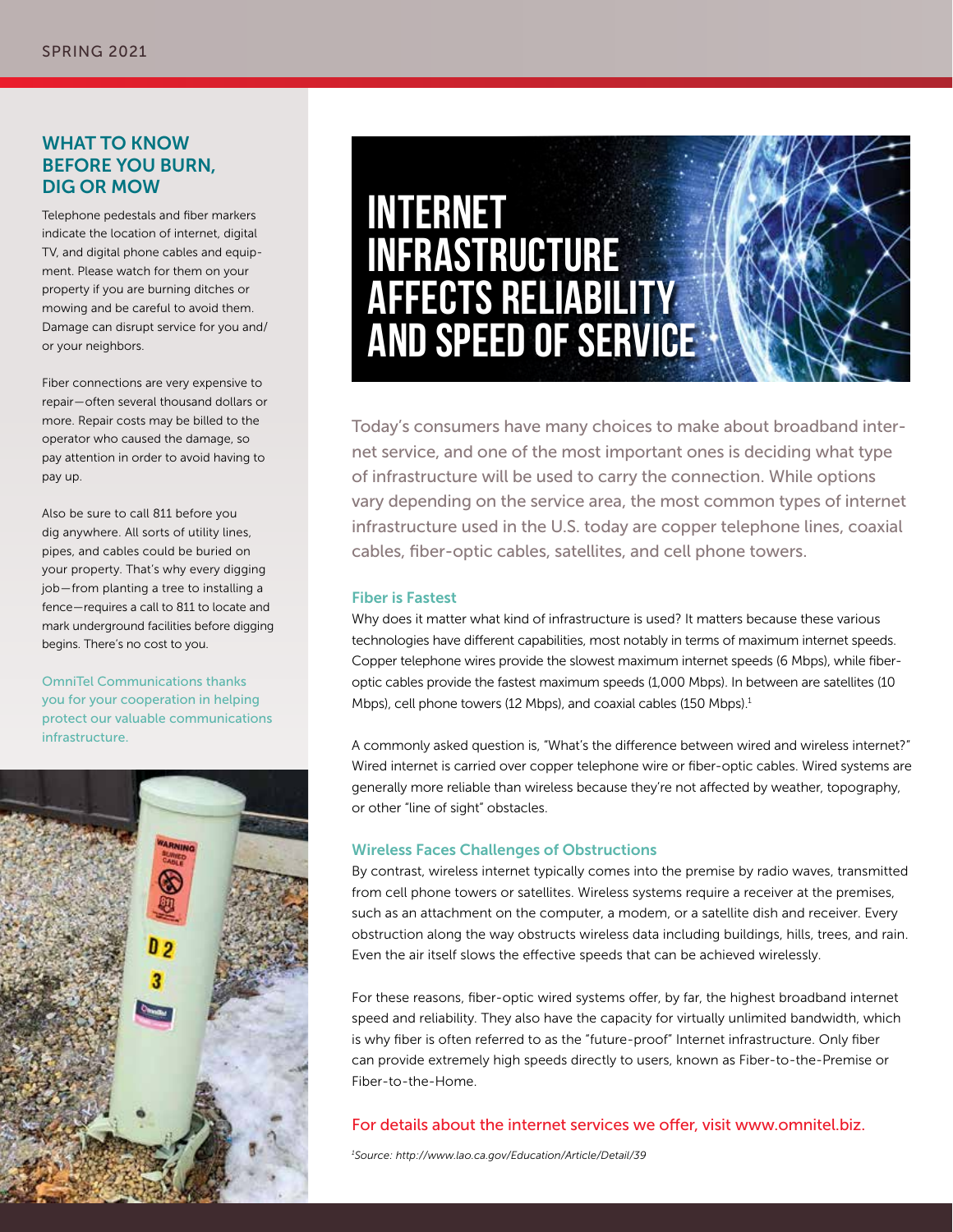## WHAT TO KNOW BEFORE YOU BURN, DIG OR MOW

Telephone pedestals and fiber markers indicate the location of internet, digital TV, and digital phone cables and equipment. Please watch for them on your property if you are burning ditches or mowing and be careful to avoid them. Damage can disrupt service for you and/or your neighbors.

Fiber connections are very expensive to repair—often several thousand dollars or more. Repair costs may be billed to the operator who caused the damage, so pay attention in order to avoid having to pay up.

Also be sure to call 811 before you dig anywhere. All sorts of utility lines, pipes, and cables could be buried on your property. That's why every digging job—from planting a tree to installing a fence—requires a call to 811 to locate and mark underground facilities before digging begins. There's no cost to you.

OmniTel Communications thanks you for your cooperation in helping protect our valuable communications infrastructure.

# INTERNET INFRASTRUCTURE AFFECTS RELIABILITY AND SPEED OF SERVICE

Today's consumers have many choices to make about broadband internet service, and one of the most important ones is deciding what type of infrastructure will be used to carry the connection. While options vary depending on the service area, the most common types of internet infrastructure used in the U.S. today are copper telephone lines, coaxial cables, fiber-optic cables, satellites, and cell phone towers.

### Fiber is Fastest

Why does it matter what kind of infrastructure is used? It matters because these various technologies have different capabilities, most notably in terms of maximum internet speeds. Copper telephone wires provide the slowest maximum internet speeds (6 Mbps), while fiber-optic cables provide the fastest maximum speeds (1,000 Mbps). In between are satellites (10 Mbps), cell phone towers (12 Mbps), and coaxial cables (150 Mbps).[1]

A commonly asked question is, "What's the difference between wired and wireless internet?" Wired internet is carried over copper telephone wire or fiber-optic cables. Wired systems are generally more reliable than wireless because they're not affected by weather, topography, or other "line of sight" obstacles.

### Wireless Faces Challenges of Obstructions

By contrast, wireless internet typically comes into the premise by radio waves, transmitted from cell phone towers or satellites. Wireless systems require a receiver at the premises, such as an attachment on the computer, a modem, or a satellite dish and receiver. Every obstruction along the way obstructs wireless data including buildings, hills, trees, and rain. Even the air itself slows the effective speeds that can be achieved wirelessly.

For these reasons, fiber-optic wired systems offer, by far, the highest broadband internet speed and reliability. They also have the capacity for virtually unlimited bandwidth, which is why fiber is often referred to as the "future-proof" Internet infrastructure. Only fiber can provide extremely high speeds directly to users, known as Fiber-to-the-Premise or Fiber-to-the-Home.

For details about the internet services we offer, visit www.omnitel.biz.

*[1]Source: http://www.lao.ca.gov/Education/Article/Detail/39*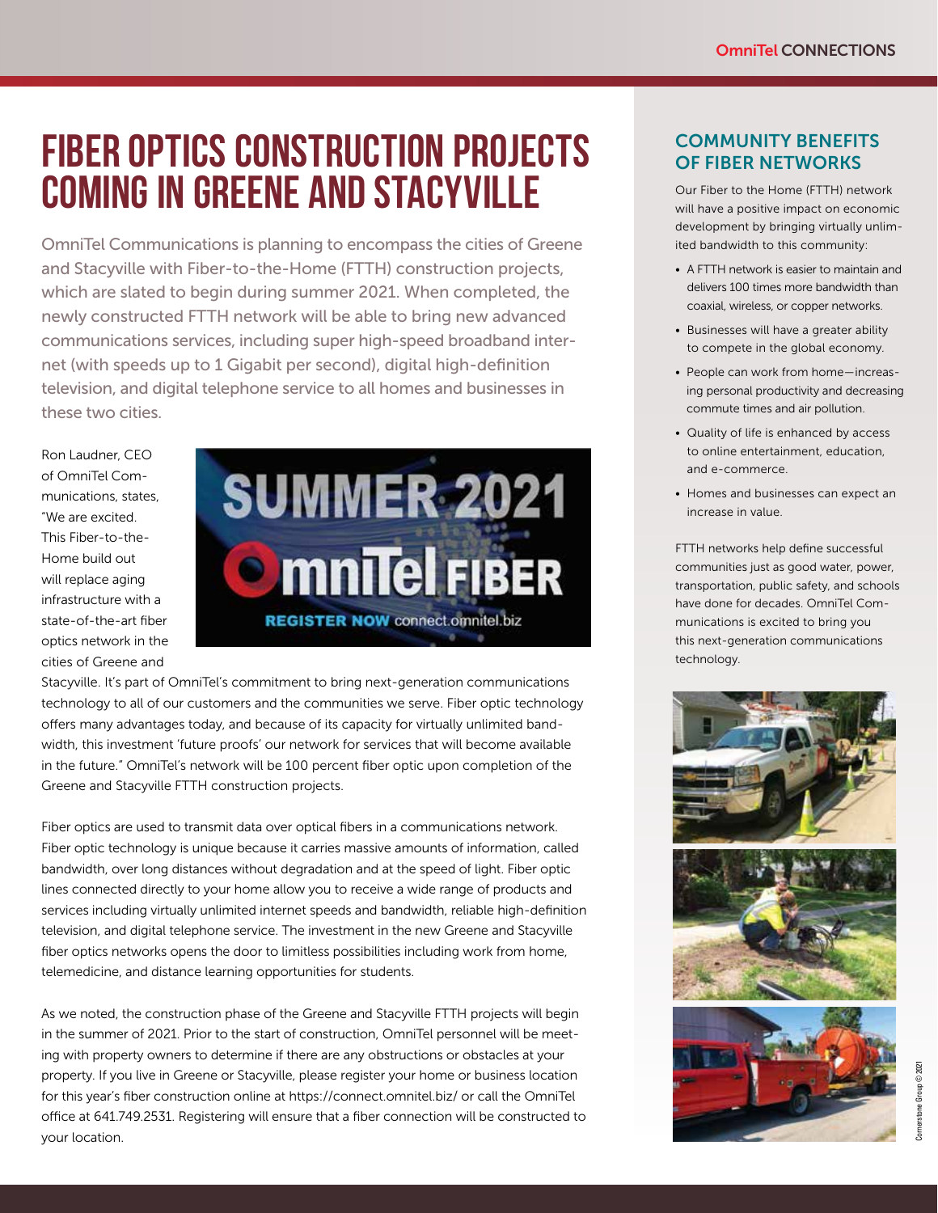# FIBER OPTICS CONSTRUCTION PROJECTS COMING IN GREENE AND STACYVILLE

OmniTel Communications is planning to encompass the cities of Greene and Stacyville with Fiber-to-the-Home (FTTH) construction projects, which are slated to begin during summer 2021. When completed, the newly constructed FTTH network will be able to bring new advanced communications services, including super high-speed broadband internet (with speeds up to 1 Gigabit per second), digital high-definition television, and digital telephone service to all homes and businesses in these two cities.

Ron Laudner, CEO of OmniTel Communications, states, "We are excited. This Fiber-to-the-Home build out will replace aging infrastructure with a state-of-the-art fiber optics network in the cities of Greene and Stacyville. It's part of OmniTel's commitment to bring next-generation communications technology to all of our customers and the communities we serve. Fiber optic technology offers many advantages today, and because of its capacity for virtually unlimited bandwidth, this investment 'future proofs' our network for services that will become available in the future." OmniTel's network will be 100 percent fiber optic upon completion of the Greene and Stacyville FTTH construction projects.

SUMMER 2021 OmniTel FIBER REGISTER NOW connect.omnitel.biz

Fiber optics are used to transmit data over optical fibers in a communications network. Fiber optic technology is unique because it carries massive amounts of information, called bandwidth, over long distances without degradation and at the speed of light. Fiber optic lines connected directly to your home allow you to receive a wide range of products and services including virtually unlimited internet speeds and bandwidth, reliable high-definition television, and digital telephone service. The investment in the new Greene and Stacyville fiber optics networks opens the door to limitless possibilities including work from home, telemedicine, and distance learning opportunities for students.

As we noted, the construction phase of the Greene and Stacyville FTTH projects will begin in the summer of 2021. Prior to the start of construction, OmniTel personnel will be meeting with property owners to determine if there are any obstructions or obstacles at your property. If you live in Greene or Stacyville, please register your home or business location for this year's fiber construction online at https://connect.omnitel.biz/ or call the OmniTel office at 641.749.2531. Registering will ensure that a fiber connection will be constructed to your location.

## COMMUNITY BENEFITS OF FIBER NETWORKS

Our Fiber to the Home (FTTH) network will have a positive impact on economic development by bringing virtually unlimited bandwidth to this community:

- A FTTH network is easier to maintain and delivers 100 times more bandwidth than coaxial, wireless, or copper networks.
- Businesses will have a greater ability to compete in the global economy.
- People can work from home—increasing personal productivity and decreasing commute times and air pollution.
- Quality of life is enhanced by access to online entertainment, education, and e-commerce.
- Homes and businesses can expect an increase in value.

FTTH networks help define successful communities just as good water, power, transportation, public safety, and schools have done for decades. OmniTel Communications is excited to bring you this next-generation communications technology.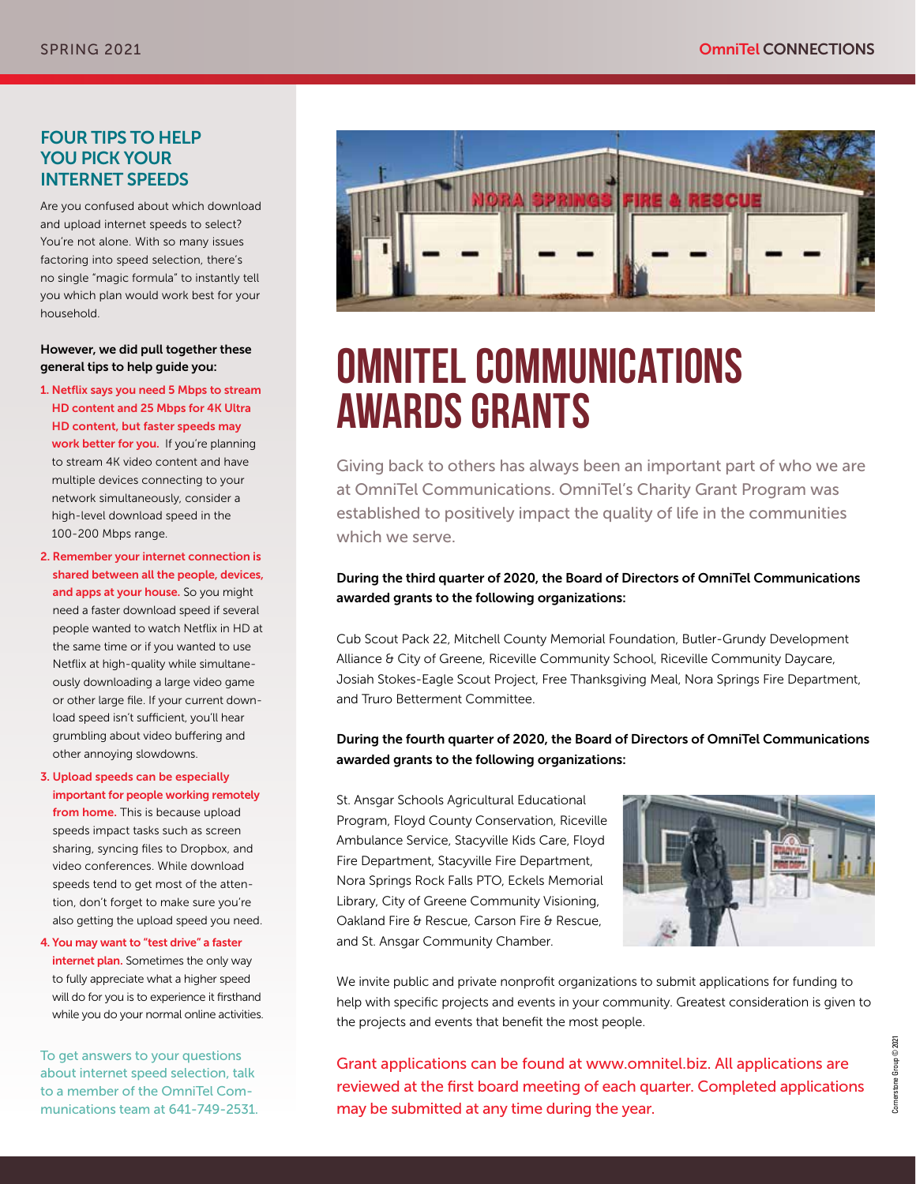## FOUR TIPS TO HELP YOU PICK YOUR INTERNET SPEEDS

Are you confused about which download and upload internet speeds to select? You're not alone. With so many issues factoring into speed selection, there's no single "magic formula" to instantly tell you which plan would work best for your household.

**However, we did pull together these general tips to help guide you:**

1. **Netflix says you need 5 Mbps to stream HD content and 25 Mbps for 4K Ultra HD content, but faster speeds may work better for you.** If you're planning to stream 4K video content and have multiple devices connecting to your network simultaneously, consider a high-level download speed in the 100-200 Mbps range.
2. **Remember your internet connection is shared between all the people, devices, and apps at your house.** So you might need a faster download speed if several people wanted to watch Netflix in HD at the same time or if you wanted to use Netflix at high-quality while simultaneously downloading a large video game or other large file. If your current download speed isn't sufficient, you'll hear grumbling about video buffering and other annoying slowdowns.
3. **Upload speeds can be especially important for people working remotely from home.** This is because upload speeds impact tasks such as screen sharing, syncing files to Dropbox, and video conferences. While download speeds tend to get most of the attention, don't forget to make sure you're also getting the upload speed you need.
4. **You may want to "test drive" a faster internet plan.** Sometimes the only way to fully appreciate what a higher speed will do for you is to experience it firsthand while you do your normal online activities.

To get answers to your questions about internet speed selection, talk to a member of the OmniTel Communications team at 641-749-2531.

# OMNITEL COMMUNICATIONS AWARDS GRANTS

Giving back to others has always been an important part of who we are at OmniTel Communications. OmniTel's Charity Grant Program was established to positively impact the quality of life in the communities which we serve.

**During the third quarter of 2020, the Board of Directors of OmniTel Communications awarded grants to the following organizations:**

Cub Scout Pack 22, Mitchell County Memorial Foundation, Butler-Grundy Development Alliance & City of Greene, Riceville Community School, Riceville Community Daycare, Josiah Stokes-Eagle Scout Project, Free Thanksgiving Meal, Nora Springs Fire Department, and Truro Betterment Committee.

**During the fourth quarter of 2020, the Board of Directors of OmniTel Communications awarded grants to the following organizations:**

St. Ansgar Schools Agricultural Educational Program, Floyd County Conservation, Riceville Ambulance Service, Stacyville Kids Care, Floyd Fire Department, Stacyville Fire Department, Nora Springs Rock Falls PTO, Eckels Memorial Library, City of Greene Community Visioning, Oakland Fire & Rescue, Carson Fire & Rescue, and St. Ansgar Community Chamber.

We invite public and private nonprofit organizations to submit applications for funding to help with specific projects and events in your community. Greatest consideration is given to the projects and events that benefit the most people.

Grant applications can be found at www.omnitel.biz. All applications are reviewed at the first board meeting of each quarter. Completed applications may be submitted at any time during the year.